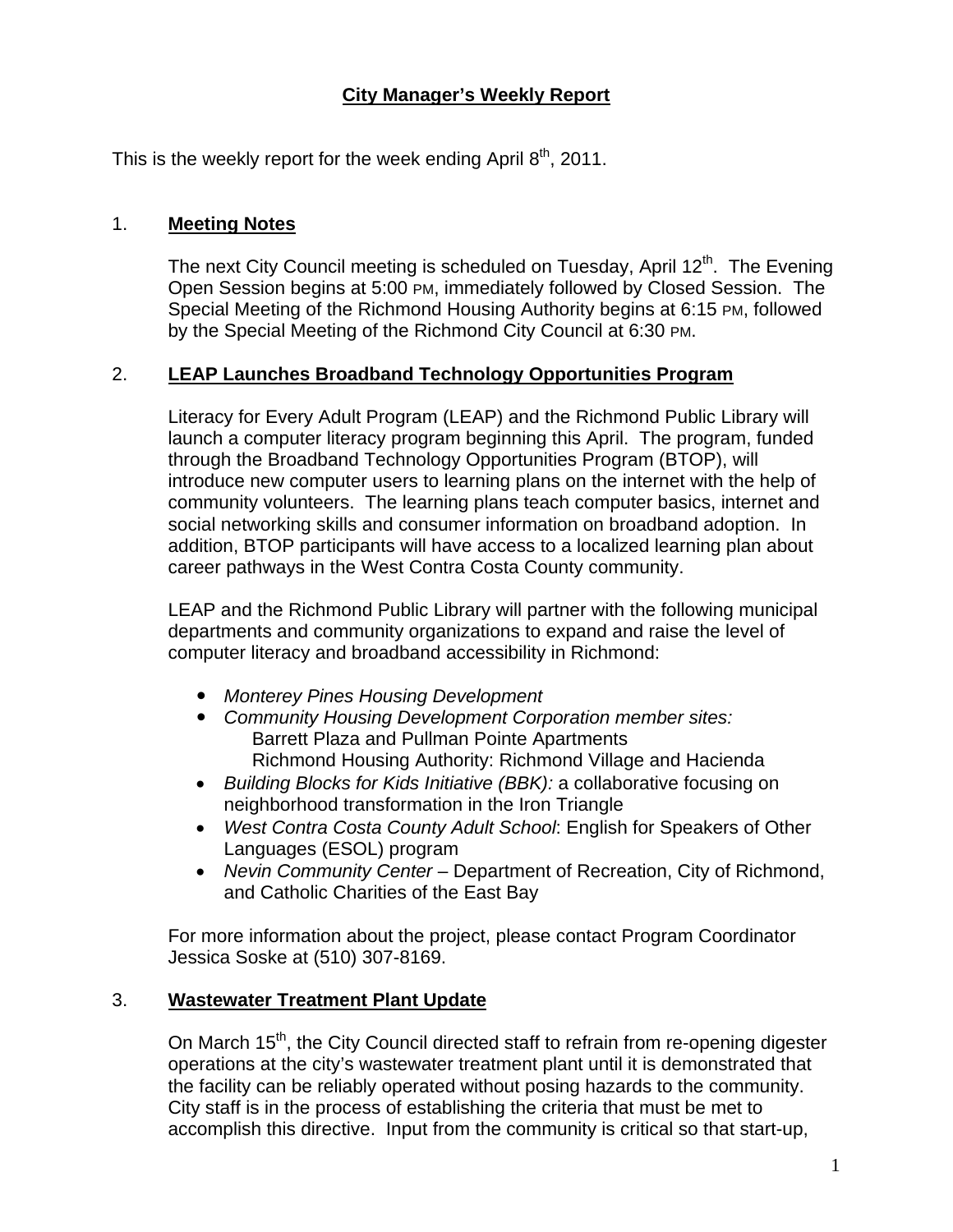# City Manager's Weekly Report

This is the weekly report for the week ending April 8th, 2011.

## 1. Meeting Notes

The next City Council meeting is scheduled on Tuesday, April 12th. The Evening Open Session begins at 5:00 PM, immediately followed by Closed Session. The Special Meeting of the Richmond Housing Authority begins at 6:15 PM, followed by the Special Meeting of the Richmond City Council at 6:30 PM.

## 2. LEAP Launches Broadband Technology Opportunities Program

Literacy for Every Adult Program (LEAP) and the Richmond Public Library will launch a computer literacy program beginning this April. The program, funded through the Broadband Technology Opportunities Program (BTOP), will introduce new computer users to learning plans on the internet with the help of community volunteers. The learning plans teach computer basics, internet and social networking skills and consumer information on broadband adoption. In addition, BTOP participants will have access to a localized learning plan about career pathways in the West Contra Costa County community.

LEAP and the Richmond Public Library will partner with the following municipal departments and community organizations to expand and raise the level of computer literacy and broadband accessibility in Richmond:

- *Monterey Pines Housing Development*
- *Community Housing Development Corporation member sites:*
  Barrett Plaza and Pullman Pointe Apartments
  Richmond Housing Authority: Richmond Village and Hacienda
- *Building Blocks for Kids Initiative (BBK):* a collaborative focusing on neighborhood transformation in the Iron Triangle
- *West Contra Costa County Adult School*: English for Speakers of Other Languages (ESOL) program
- *Nevin Community Center* – Department of Recreation, City of Richmond, and Catholic Charities of the East Bay

For more information about the project, please contact Program Coordinator Jessica Soske at (510) 307-8169.

## 3. Wastewater Treatment Plant Update

On March 15th, the City Council directed staff to refrain from re-opening digester operations at the city's wastewater treatment plant until it is demonstrated that the facility can be reliably operated without posing hazards to the community. City staff is in the process of establishing the criteria that must be met to accomplish this directive. Input from the community is critical so that start-up,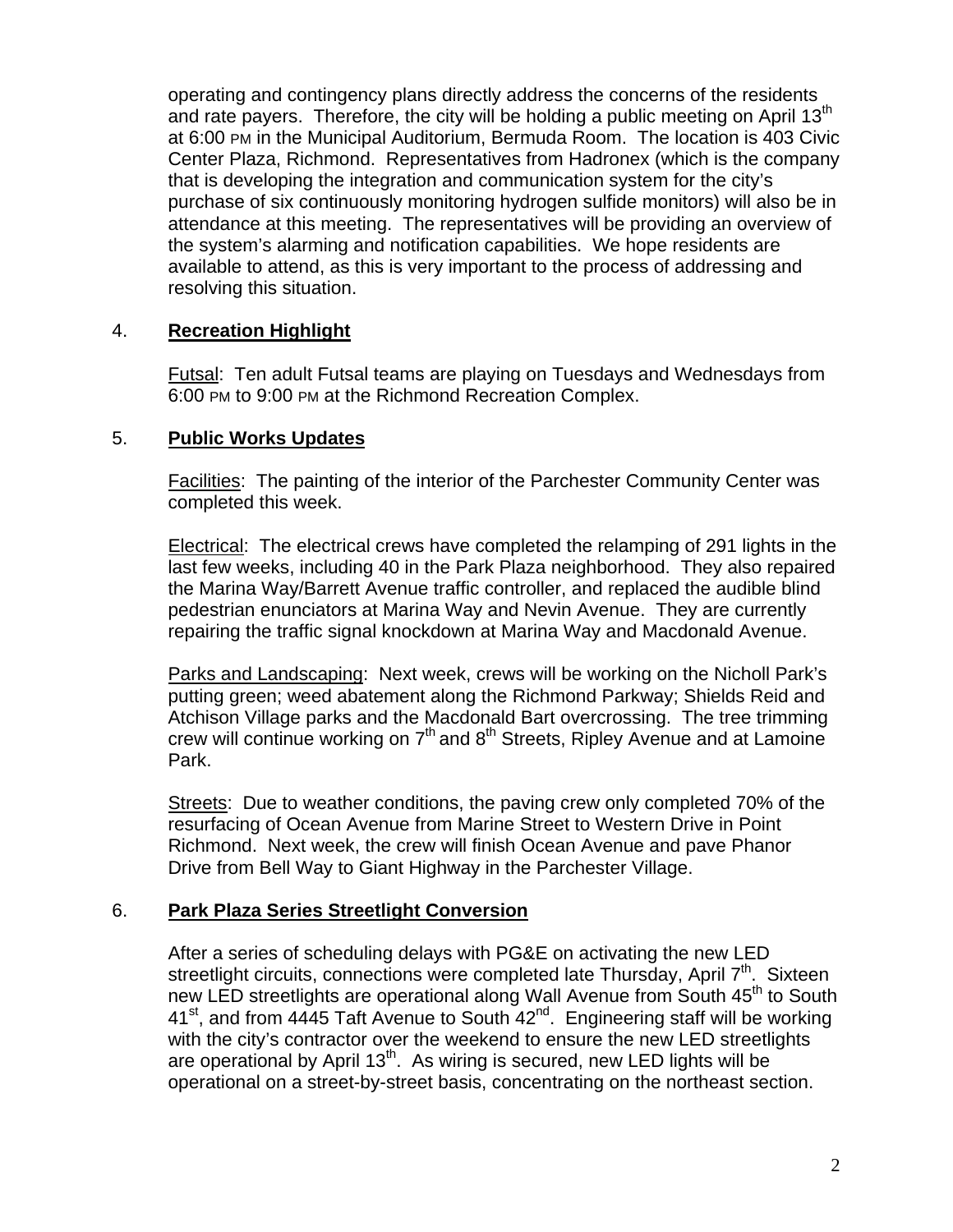operating and contingency plans directly address the concerns of the residents and rate payers. Therefore, the city will be holding a public meeting on April 13th at 6:00 PM in the Municipal Auditorium, Bermuda Room. The location is 403 Civic Center Plaza, Richmond. Representatives from Hadronex (which is the company that is developing the integration and communication system for the city's purchase of six continuously monitoring hydrogen sulfide monitors) will also be in attendance at this meeting. The representatives will be providing an overview of the system's alarming and notification capabilities. We hope residents are available to attend, as this is very important to the process of addressing and resolving this situation.

4. **Recreation Highlight**

Futsal: Ten adult Futsal teams are playing on Tuesdays and Wednesdays from 6:00 PM to 9:00 PM at the Richmond Recreation Complex.

5. **Public Works Updates**

Facilities: The painting of the interior of the Parchester Community Center was completed this week.

Electrical: The electrical crews have completed the relamping of 291 lights in the last few weeks, including 40 in the Park Plaza neighborhood. They also repaired the Marina Way/Barrett Avenue traffic controller, and replaced the audible blind pedestrian enunciators at Marina Way and Nevin Avenue. They are currently repairing the traffic signal knockdown at Marina Way and Macdonald Avenue.

Parks and Landscaping: Next week, crews will be working on the Nicholl Park's putting green; weed abatement along the Richmond Parkway; Shields Reid and Atchison Village parks and the Macdonald Bart overcrossing. The tree trimming crew will continue working on 7th and 8th Streets, Ripley Avenue and at Lamoine Park.

Streets: Due to weather conditions, the paving crew only completed 70% of the resurfacing of Ocean Avenue from Marine Street to Western Drive in Point Richmond. Next week, the crew will finish Ocean Avenue and pave Phanor Drive from Bell Way to Giant Highway in the Parchester Village.

6. **Park Plaza Series Streetlight Conversion**

After a series of scheduling delays with PG&E on activating the new LED streetlight circuits, connections were completed late Thursday, April 7th. Sixteen new LED streetlights are operational along Wall Avenue from South 45th to South 41st, and from 4445 Taft Avenue to South 42nd. Engineering staff will be working with the city's contractor over the weekend to ensure the new LED streetlights are operational by April 13th. As wiring is secured, new LED lights will be operational on a street-by-street basis, concentrating on the northeast section.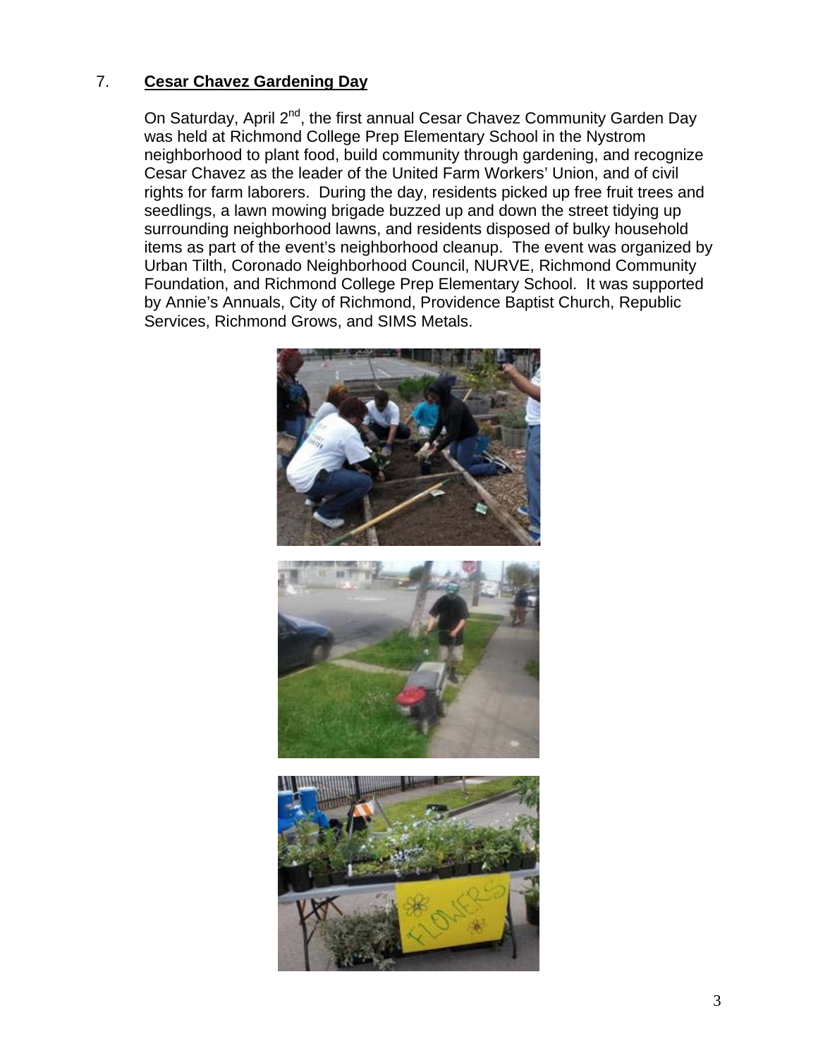7. **Cesar Chavez Gardening Day**

On Saturday, April 2nd, the first annual Cesar Chavez Community Garden Day was held at Richmond College Prep Elementary School in the Nystrom neighborhood to plant food, build community through gardening, and recognize Cesar Chavez as the leader of the United Farm Workers' Union, and of civil rights for farm laborers. During the day, residents picked up free fruit trees and seedlings, a lawn mowing brigade buzzed up and down the street tidying up surrounding neighborhood lawns, and residents disposed of bulky household items as part of the event's neighborhood cleanup. The event was organized by Urban Tilth, Coronado Neighborhood Council, NURVE, Richmond Community Foundation, and Richmond College Prep Elementary School. It was supported by Annie's Annuals, City of Richmond, Providence Baptist Church, Republic Services, Richmond Grows, and SIMS Metals.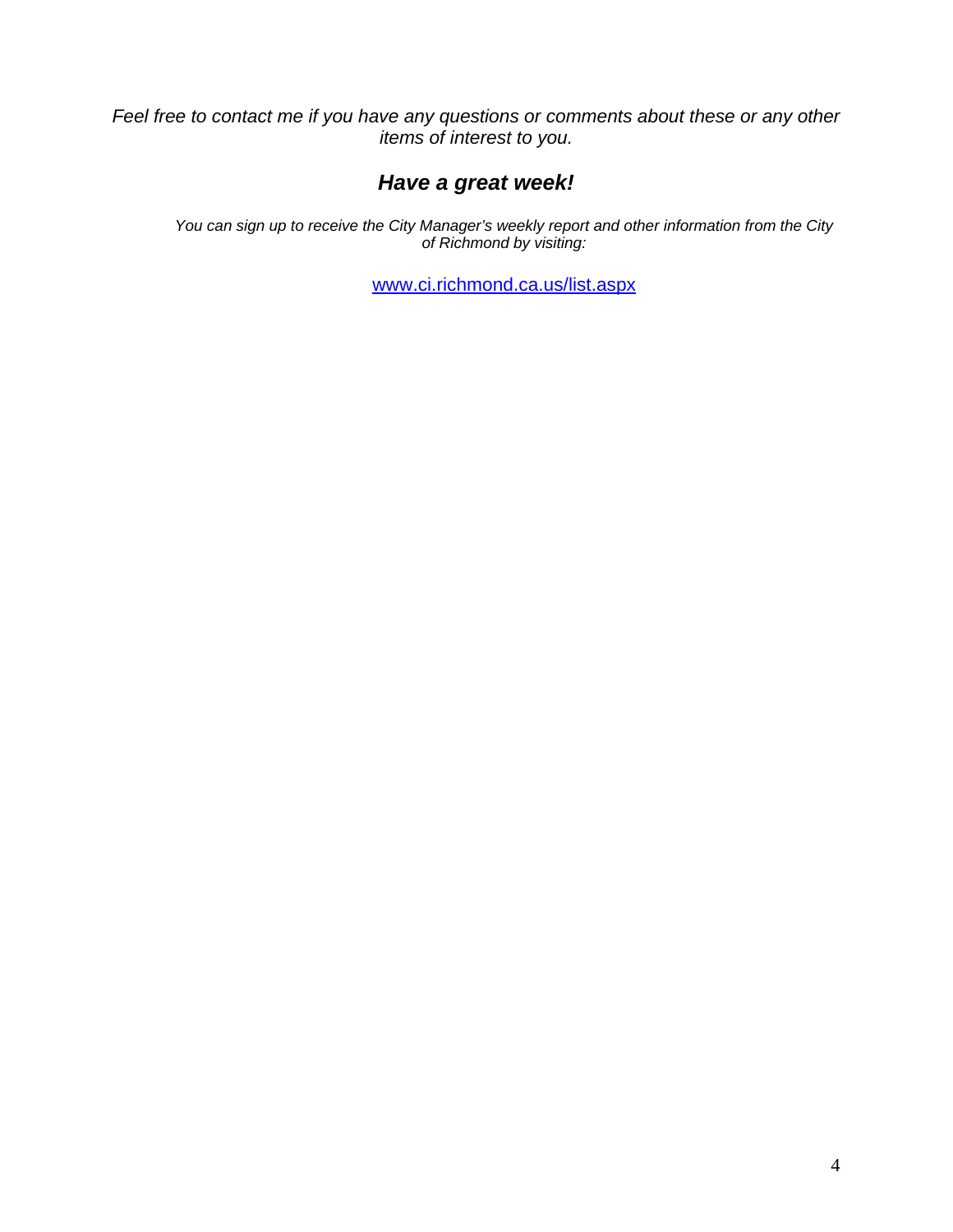*Feel free to contact me if you have any questions or comments about these or any other items of interest to you.*

***Have a great week!***

*You can sign up to receive the City Manager's weekly report and other information from the City of Richmond by visiting:*

www.ci.richmond.ca.us/list.aspx